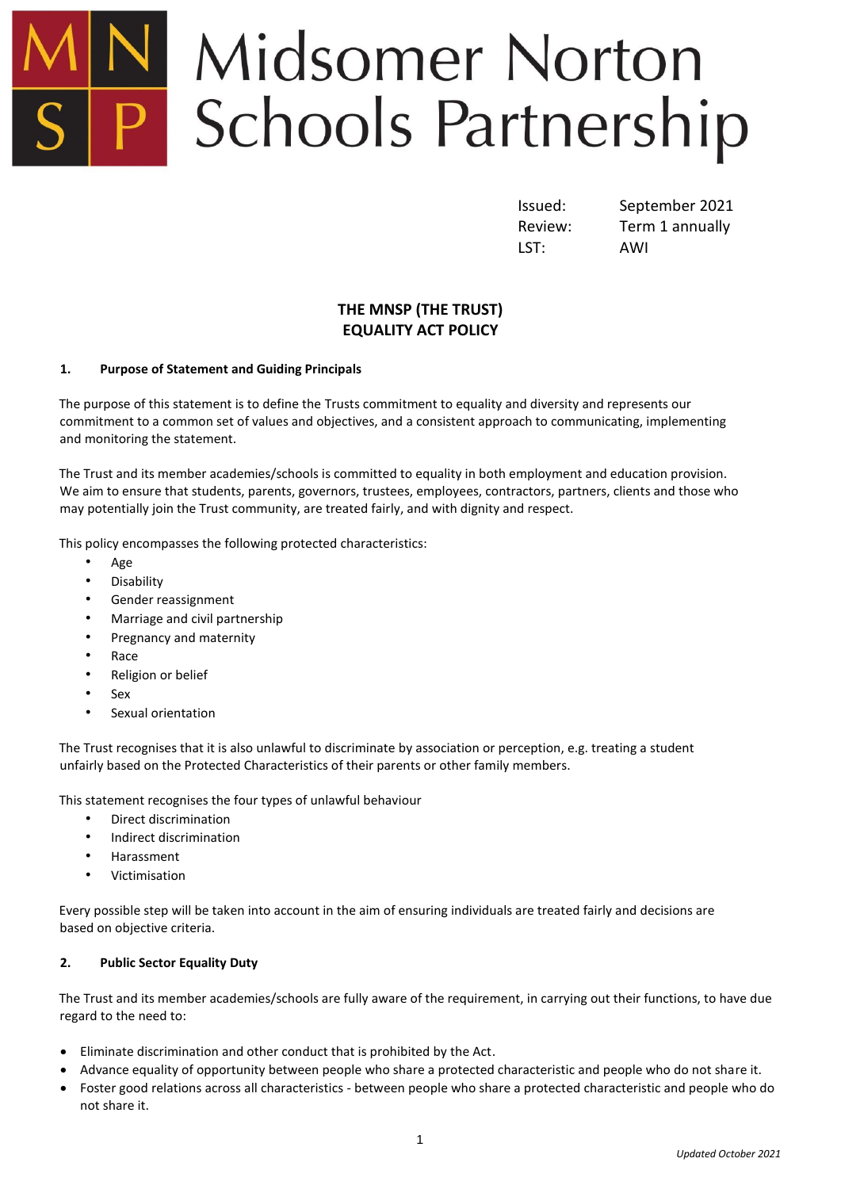# Midsomer Norton Schools Partnership

| | |
|---|---|
| Issued: | September 2021 |
| Review: | Term 1 annually |
| LST: | AWI |

## THE MNSP (THE TRUST)
## EQUALITY ACT POLICY

### 1. Purpose of Statement and Guiding Principals

The purpose of this statement is to define the Trusts commitment to equality and diversity and represents our commitment to a common set of values and objectives, and a consistent approach to communicating, implementing and monitoring the statement.

The Trust and its member academies/schools is committed to equality in both employment and education provision. We aim to ensure that students, parents, governors, trustees, employees, contractors, partners, clients and those who may potentially join the Trust community, are treated fairly, and with dignity and respect.

This policy encompasses the following protected characteristics:

- Age
- Disability
- Gender reassignment
- Marriage and civil partnership
- Pregnancy and maternity
- Race
- Religion or belief
- Sex
- Sexual orientation

The Trust recognises that it is also unlawful to discriminate by association or perception, e.g. treating a student unfairly based on the Protected Characteristics of their parents or other family members.

This statement recognises the four types of unlawful behaviour

- Direct discrimination
- Indirect discrimination
- Harassment
- Victimisation

Every possible step will be taken into account in the aim of ensuring individuals are treated fairly and decisions are based on objective criteria.

### 2. Public Sector Equality Duty

The Trust and its member academies/schools are fully aware of the requirement, in carrying out their functions, to have due regard to the need to:

- Eliminate discrimination and other conduct that is prohibited by the Act.
- Advance equality of opportunity between people who share a protected characteristic and people who do not share it.
- Foster good relations across all characteristics - between people who share a protected characteristic and people who do not share it.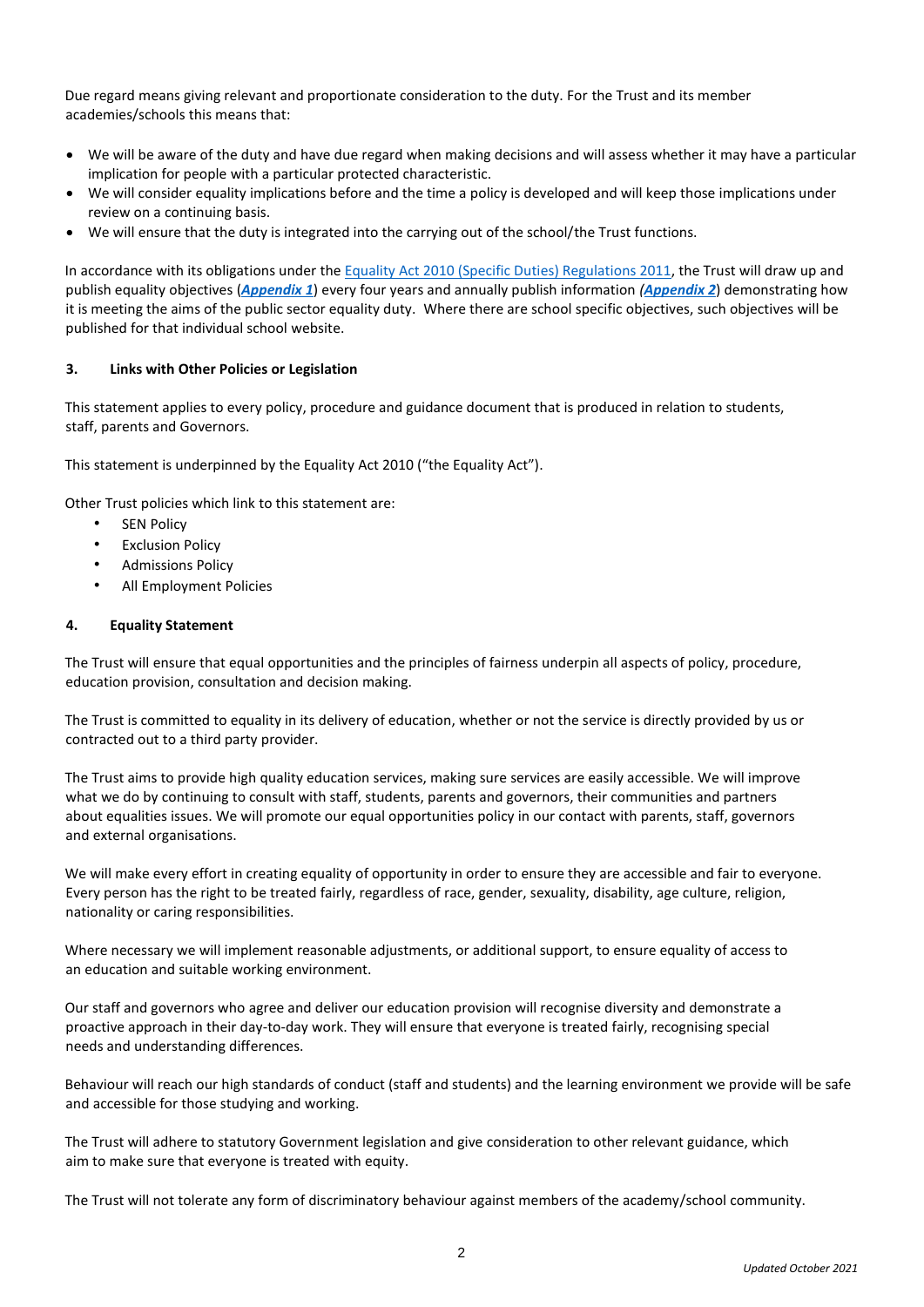Due regard means giving relevant and proportionate consideration to the duty. For the Trust and its member academies/schools this means that:

- We will be aware of the duty and have due regard when making decisions and will assess whether it may have a particular implication for people with a particular protected characteristic.
- We will consider equality implications before and the time a policy is developed and will keep those implications under review on a continuing basis.
- We will ensure that the duty is integrated into the carrying out of the school/the Trust functions.

In accordance with its obligations under the Equality Act 2010 (Specific Duties) Regulations 2011, the Trust will draw up and publish equality objectives (***Appendix 1***) every four years and annually publish information ***(Appendix 2***) demonstrating how it is meeting the aims of the public sector equality duty. Where there are school specific objectives, such objectives will be published for that individual school website.

### 3. Links with Other Policies or Legislation

This statement applies to every policy, procedure and guidance document that is produced in relation to students, staff, parents and Governors.

This statement is underpinned by the Equality Act 2010 ("the Equality Act").

Other Trust policies which link to this statement are:

- SEN Policy
- Exclusion Policy
- Admissions Policy
- All Employment Policies

### 4. Equality Statement

The Trust will ensure that equal opportunities and the principles of fairness underpin all aspects of policy, procedure, education provision, consultation and decision making.

The Trust is committed to equality in its delivery of education, whether or not the service is directly provided by us or contracted out to a third party provider.

The Trust aims to provide high quality education services, making sure services are easily accessible. We will improve what we do by continuing to consult with staff, students, parents and governors, their communities and partners about equalities issues. We will promote our equal opportunities policy in our contact with parents, staff, governors and external organisations.

We will make every effort in creating equality of opportunity in order to ensure they are accessible and fair to everyone. Every person has the right to be treated fairly, regardless of race, gender, sexuality, disability, age culture, religion, nationality or caring responsibilities.

Where necessary we will implement reasonable adjustments, or additional support, to ensure equality of access to an education and suitable working environment.

Our staff and governors who agree and deliver our education provision will recognise diversity and demonstrate a proactive approach in their day-to-day work. They will ensure that everyone is treated fairly, recognising special needs and understanding differences.

Behaviour will reach our high standards of conduct (staff and students) and the learning environment we provide will be safe and accessible for those studying and working.

The Trust will adhere to statutory Government legislation and give consideration to other relevant guidance, which aim to make sure that everyone is treated with equity.

The Trust will not tolerate any form of discriminatory behaviour against members of the academy/school community.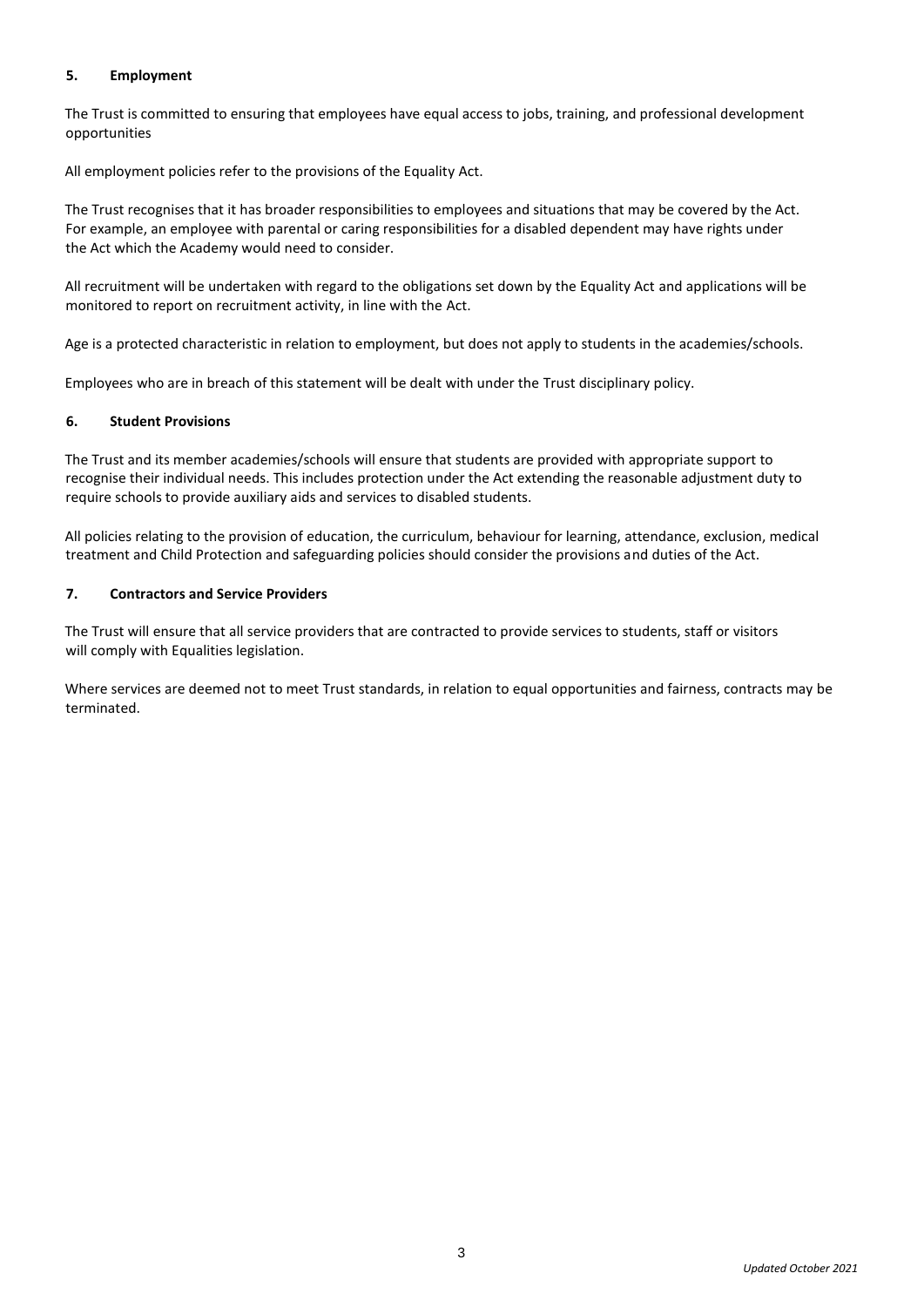## 5. Employment

The Trust is committed to ensuring that employees have equal access to jobs, training, and professional development opportunities

All employment policies refer to the provisions of the Equality Act.

The Trust recognises that it has broader responsibilities to employees and situations that may be covered by the Act. For example, an employee with parental or caring responsibilities for a disabled dependent may have rights under the Act which the Academy would need to consider.

All recruitment will be undertaken with regard to the obligations set down by the Equality Act and applications will be monitored to report on recruitment activity, in line with the Act.

Age is a protected characteristic in relation to employment, but does not apply to students in the academies/schools.

Employees who are in breach of this statement will be dealt with under the Trust disciplinary policy.

## 6. Student Provisions

The Trust and its member academies/schools will ensure that students are provided with appropriate support to recognise their individual needs. This includes protection under the Act extending the reasonable adjustment duty to require schools to provide auxiliary aids and services to disabled students.

All policies relating to the provision of education, the curriculum, behaviour for learning, attendance, exclusion, medical treatment and Child Protection and safeguarding policies should consider the provisions and duties of the Act.

## 7. Contractors and Service Providers

The Trust will ensure that all service providers that are contracted to provide services to students, staff or visitors will comply with Equalities legislation.

Where services are deemed not to meet Trust standards, in relation to equal opportunities and fairness, contracts may be terminated.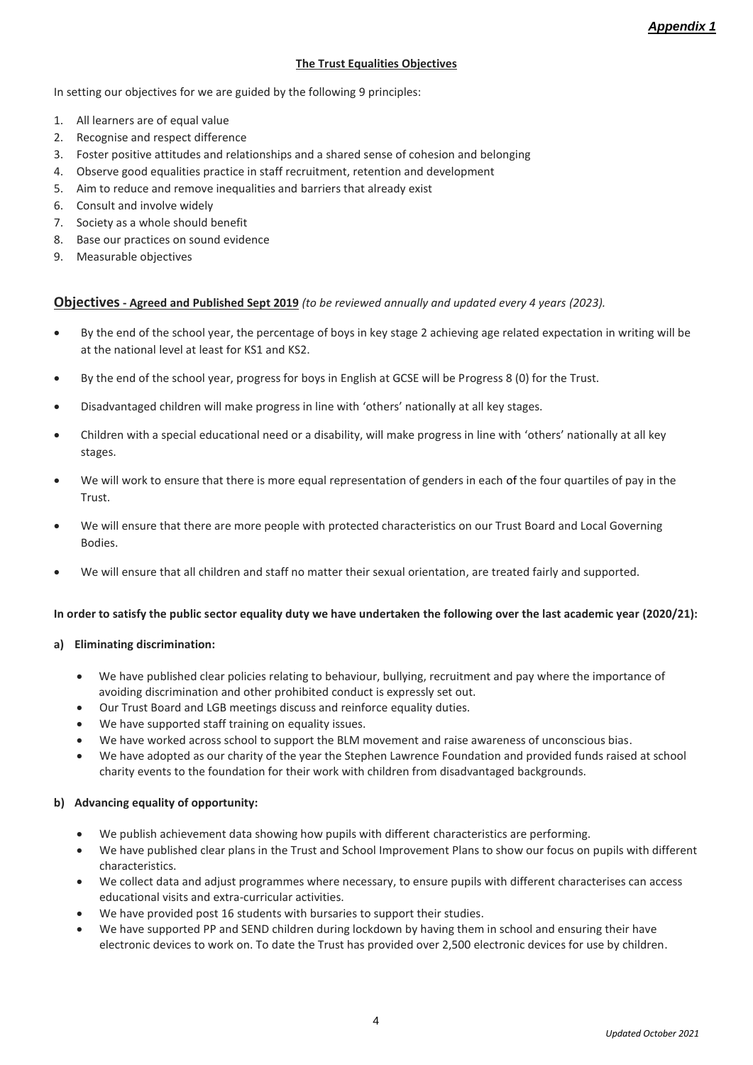***Appendix 1***

**The Trust Equalities Objectives**

In setting our objectives for we are guided by the following 9 principles:

1. All learners are of equal value
2. Recognise and respect difference
3. Foster positive attitudes and relationships and a shared sense of cohesion and belonging
4. Observe good equalities practice in staff recruitment, retention and development
5. Aim to reduce and remove inequalities and barriers that already exist
6. Consult and involve widely
7. Society as a whole should benefit
8. Base our practices on sound evidence
9. Measurable objectives

## Objectives - Agreed and Published Sept 2019 *(to be reviewed annually and updated every 4 years (2023).*

- By the end of the school year, the percentage of boys in key stage 2 achieving age related expectation in writing will be at the national level at least for KS1 and KS2.
- By the end of the school year, progress for boys in English at GCSE will be Progress 8 (0) for the Trust.
- Disadvantaged children will make progress in line with 'others' nationally at all key stages.
- Children with a special educational need or a disability, will make progress in line with 'others' nationally at all key stages.
- We will work to ensure that there is more equal representation of genders in each of the four quartiles of pay in the Trust.
- We will ensure that there are more people with protected characteristics on our Trust Board and Local Governing Bodies.
- We will ensure that all children and staff no matter their sexual orientation, are treated fairly and supported.

**In order to satisfy the public sector equality duty we have undertaken the following over the last academic year (2020/21):**

**a) Eliminating discrimination:**

- We have published clear policies relating to behaviour, bullying, recruitment and pay where the importance of avoiding discrimination and other prohibited conduct is expressly set out.
- Our Trust Board and LGB meetings discuss and reinforce equality duties.
- We have supported staff training on equality issues.
- We have worked across school to support the BLM movement and raise awareness of unconscious bias.
- We have adopted as our charity of the year the Stephen Lawrence Foundation and provided funds raised at school charity events to the foundation for their work with children from disadvantaged backgrounds.

**b) Advancing equality of opportunity:**

- We publish achievement data showing how pupils with different characteristics are performing.
- We have published clear plans in the Trust and School Improvement Plans to show our focus on pupils with different characteristics.
- We collect data and adjust programmes where necessary, to ensure pupils with different characterises can access educational visits and extra-curricular activities.
- We have provided post 16 students with bursaries to support their studies.
- We have supported PP and SEND children during lockdown by having them in school and ensuring their have electronic devices to work on. To date the Trust has provided over 2,500 electronic devices for use by children.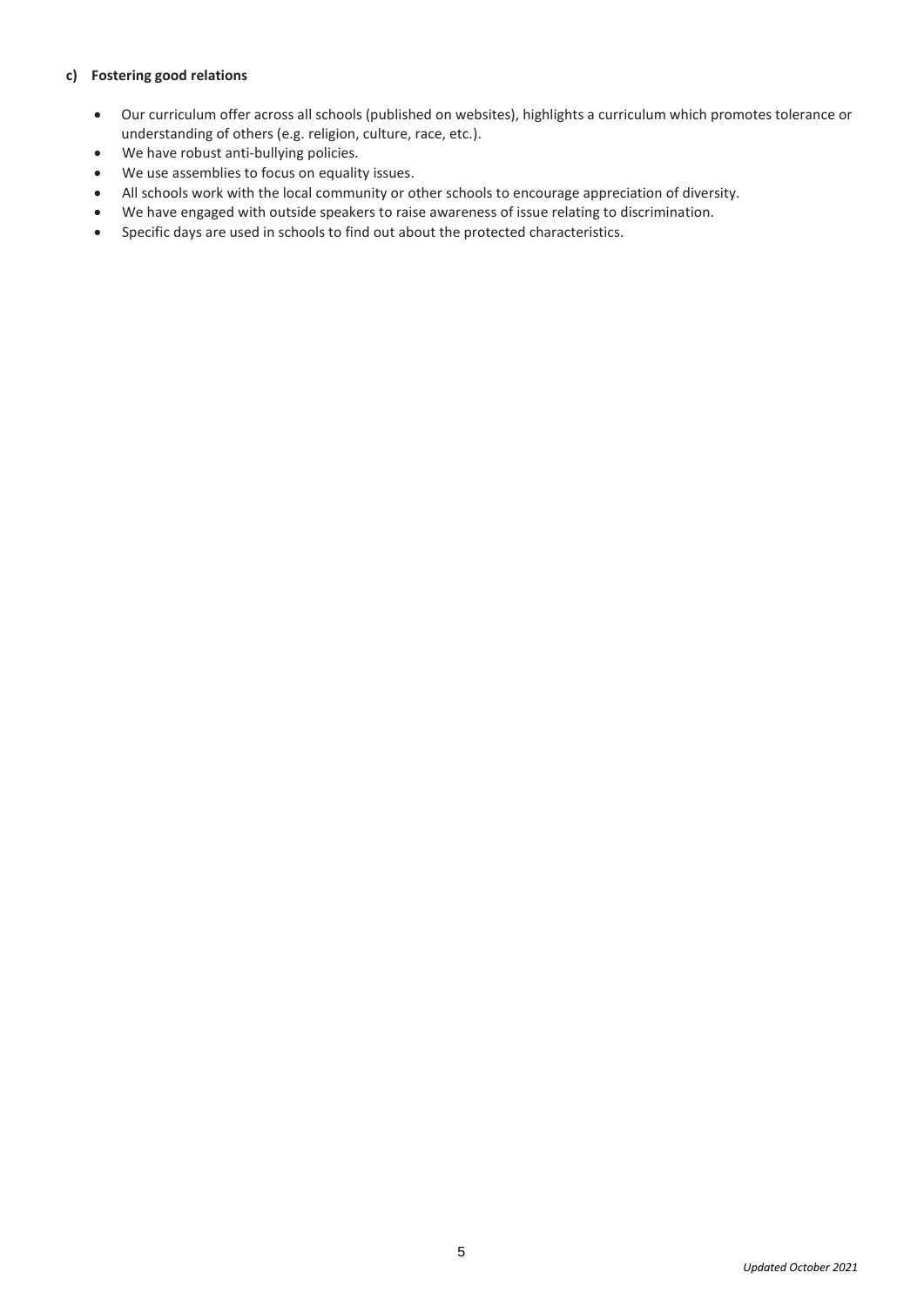**c) Fostering good relations**

- Our curriculum offer across all schools (published on websites), highlights a curriculum which promotes tolerance or understanding of others (e.g. religion, culture, race, etc.).
- We have robust anti-bullying policies.
- We use assemblies to focus on equality issues.
- All schools work with the local community or other schools to encourage appreciation of diversity.
- We have engaged with outside speakers to raise awareness of issue relating to discrimination.
- Specific days are used in schools to find out about the protected characteristics.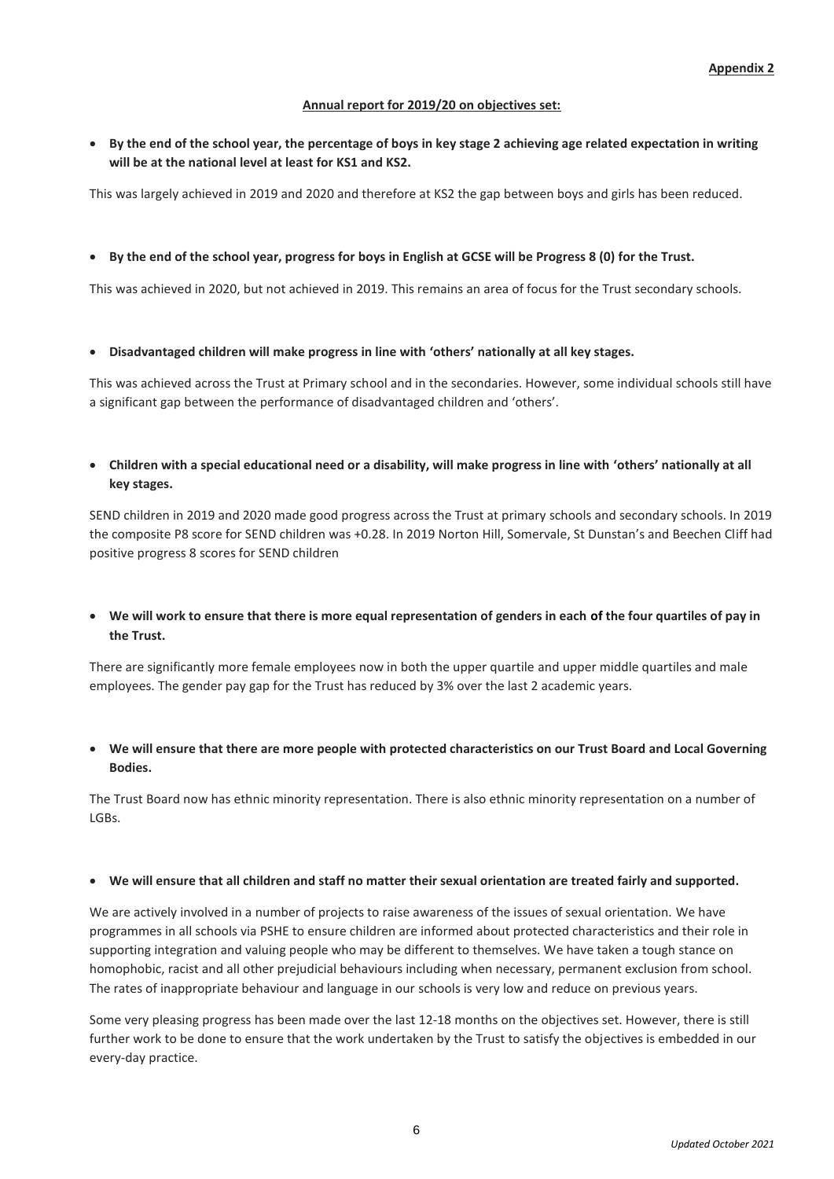**Appendix 2**

**Annual report for 2019/20 on objectives set:**

- **By the end of the school year, the percentage of boys in key stage 2 achieving age related expectation in writing will be at the national level at least for KS1 and KS2.**

This was largely achieved in 2019 and 2020 and therefore at KS2 the gap between boys and girls has been reduced.

- **By the end of the school year, progress for boys in English at GCSE will be Progress 8 (0) for the Trust.**

This was achieved in 2020, but not achieved in 2019. This remains an area of focus for the Trust secondary schools.

- **Disadvantaged children will make progress in line with 'others' nationally at all key stages.**

This was achieved across the Trust at Primary school and in the secondaries. However, some individual schools still have a significant gap between the performance of disadvantaged children and 'others'.

- **Children with a special educational need or a disability, will make progress in line with 'others' nationally at all key stages.**

SEND children in 2019 and 2020 made good progress across the Trust at primary schools and secondary schools. In 2019 the composite P8 score for SEND children was +0.28. In 2019 Norton Hill, Somervale, St Dunstan's and Beechen Cliff had positive progress 8 scores for SEND children

- **We will work to ensure that there is more equal representation of genders in each of the four quartiles of pay in the Trust.**

There are significantly more female employees now in both the upper quartile and upper middle quartiles and male employees. The gender pay gap for the Trust has reduced by 3% over the last 2 academic years.

- **We will ensure that there are more people with protected characteristics on our Trust Board and Local Governing Bodies.**

The Trust Board now has ethnic minority representation. There is also ethnic minority representation on a number of LGBs.

- **We will ensure that all children and staff no matter their sexual orientation are treated fairly and supported.**

We are actively involved in a number of projects to raise awareness of the issues of sexual orientation. We have programmes in all schools via PSHE to ensure children are informed about protected characteristics and their role in supporting integration and valuing people who may be different to themselves. We have taken a tough stance on homophobic, racist and all other prejudicial behaviours including when necessary, permanent exclusion from school. The rates of inappropriate behaviour and language in our schools is very low and reduce on previous years.

Some very pleasing progress has been made over the last 12-18 months on the objectives set. However, there is still further work to be done to ensure that the work undertaken by the Trust to satisfy the objectives is embedded in our every-day practice.